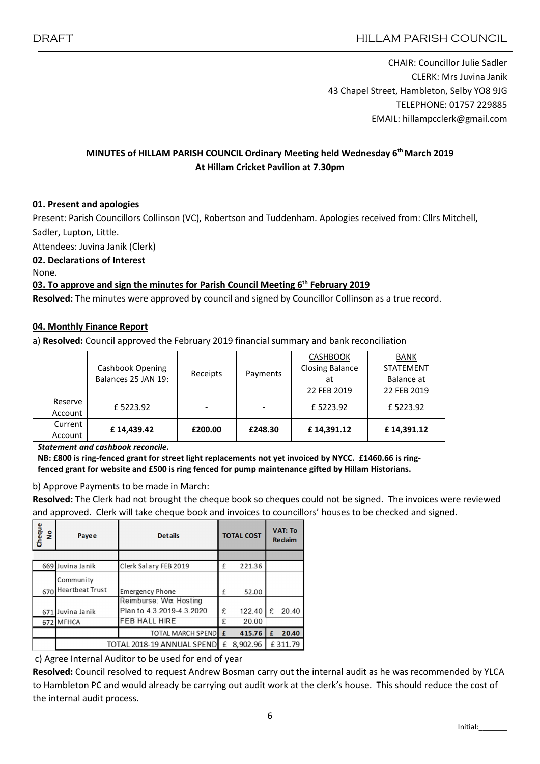CHAIR: Councillor Julie Sadler
CLERK: Mrs Juvina Janik
43 Chapel Street, Hambleton, Selby YO8 9JG
TELEPHONE: 01757 229885
EMAIL: hillampcclerk@gmail.com

**MINUTES of HILLAM PARISH COUNCIL Ordinary Meeting held Wednesday 6th March 2019**
**At Hillam Cricket Pavilion at 7.30pm**

## 01. Present and apologies

Present: Parish Councillors Collinson (VC), Robertson and Tuddenham. Apologies received from: Cllrs Mitchell, Sadler, Lupton, Little.

Attendees: Juvina Janik (Clerk)

## 02. Declarations of Interest

None.

## 03. To approve and sign the minutes for Parish Council Meeting 6th February 2019

**Resolved:** The minutes were approved by council and signed by Councillor Collinson as a true record.

## 04. Monthly Finance Report

a) **Resolved:** Council approved the February 2019 financial summary and bank reconciliation

| | Cashbook Opening Balances 25 JAN 19: | Receipts | Payments | CASHBOOK Closing Balance at 22 FEB 2019 | BANK STATEMENT Balance at 22 FEB 2019 |
|---|---|---|---|---|---|
| Reserve Account | £ 5223.92 | - | - | £ 5223.92 | £ 5223.92 |
| Current Account | **£ 14,439.42** | **£200.00** | **£248.30** | **£ 14,391.12** | **£ 14,391.12** |

***Statement and cashbook reconcile.***
**NB: £800 is ring-fenced grant for street light replacements not yet invoiced by NYCC. £1460.66 is ring-fenced grant for website and £500 is ring fenced for pump maintenance gifted by Hillam Historians.**

b) Approve Payments to be made in March:

**Resolved:** The Clerk had not brought the cheque book so cheques could not be signed. The invoices were reviewed and approved. Clerk will take cheque book and invoices to councillors' houses to be checked and signed.

| Cheque No | Payee | Details | TOTAL COST | VAT: To Reclaim |
|---|---|---|---|---|
| | | | | |
| 669 | Juvina Janik | Clerk Salary FEB 2019 | £ 221.36 | |
| 670 | Community Heartbeat Trust | Emergency Phone | £ 52.00 | |
| 671 | Juvina Janik | Reimburse: Wix Hosting Plan to 4.3.2019-4.3.2020 | £ 122.40 | £ 20.40 |
| 672 | MFHCA | FEB HALL HIRE | £ 20.00 | |
| | | **TOTAL MARCH SPEND** | **£ 415.76** | **£ 20.40** |
| | | TOTAL 2018-19 ANNUAL SPEND | £ 8,902.96 | £ 311.79 |

c) Agree Internal Auditor to be used for end of year

**Resolved:** Council resolved to request Andrew Bosman carry out the internal audit as he was recommended by YLCA to Hambleton PC and would already be carrying out audit work at the clerk's house. This should reduce the cost of the internal audit process.

Initial:_______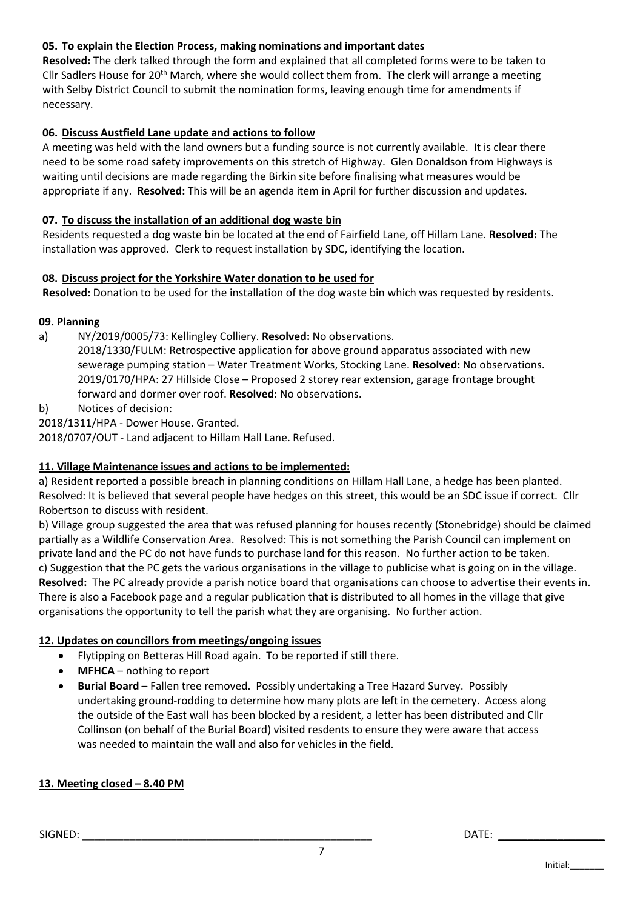**05. To explain the Election Process, making nominations and important dates**

**Resolved:** The clerk talked through the form and explained that all completed forms were to be taken to Cllr Sadlers House for 20th March, where she would collect them from. The clerk will arrange a meeting with Selby District Council to submit the nomination forms, leaving enough time for amendments if necessary.

**06. Discuss Austfield Lane update and actions to follow**

A meeting was held with the land owners but a funding source is not currently available. It is clear there need to be some road safety improvements on this stretch of Highway. Glen Donaldson from Highways is waiting until decisions are made regarding the Birkin site before finalising what measures would be appropriate if any. **Resolved:** This will be an agenda item in April for further discussion and updates.

**07. To discuss the installation of an additional dog waste bin**

Residents requested a dog waste bin be located at the end of Fairfield Lane, off Hillam Lane. **Resolved:** The installation was approved. Clerk to request installation by SDC, identifying the location.

**08. Discuss project for the Yorkshire Water donation to be used for**

**Resolved:** Donation to be used for the installation of the dog waste bin which was requested by residents.

**09. Planning**

a) NY/2019/0005/73: Kellingley Colliery. **Resolved:** No observations.
2018/1330/FULM: Retrospective application for above ground apparatus associated with new sewerage pumping station – Water Treatment Works, Stocking Lane. **Resolved:** No observations.
2019/0170/HPA: 27 Hillside Close – Proposed 2 storey rear extension, garage frontage brought forward and dormer over roof. **Resolved:** No observations.

b) Notices of decision:

2018/1311/HPA - Dower House. Granted.

2018/0707/OUT - Land adjacent to Hillam Hall Lane. Refused.

**11. Village Maintenance issues and actions to be implemented:**

a) Resident reported a possible breach in planning conditions on Hillam Hall Lane, a hedge has been planted. Resolved: It is believed that several people have hedges on this street, this would be an SDC issue if correct. Cllr Robertson to discuss with resident.

b) Village group suggested the area that was refused planning for houses recently (Stonebridge) should be claimed partially as a Wildlife Conservation Area. Resolved: This is not something the Parish Council can implement on private land and the PC do not have funds to purchase land for this reason. No further action to be taken.

c) Suggestion that the PC gets the various organisations in the village to publicise what is going on in the village. **Resolved:** The PC already provide a parish notice board that organisations can choose to advertise their events in. There is also a Facebook page and a regular publication that is distributed to all homes in the village that give organisations the opportunity to tell the parish what they are organising. No further action.

**12. Updates on councillors from meetings/ongoing issues**

- Flytipping on Betteras Hill Road again. To be reported if still there.
- **MFHCA** – nothing to report
- **Burial Board** – Fallen tree removed. Possibly undertaking a Tree Hazard Survey. Possibly undertaking ground-rodding to determine how many plots are left in the cemetery. Access along the outside of the East wall has been blocked by a resident, a letter has been distributed and Cllr Collinson (on behalf of the Burial Board) visited resdents to ensure they were aware that access was needed to maintain the wall and also for vehicles in the field.

**13. Meeting closed – 8.40 PM**

SIGNED: \_\_\_\_\_\_\_\_\_\_\_\_\_\_\_\_\_\_\_\_\_\_\_\_\_\_\_\_\_\_\_\_\_\_\_\_\_\_\_\_ DATE: \_\_\_\_\_\_\_\_\_\_\_\_\_\_\_\_

Initial:\_\_\_\_\_\_